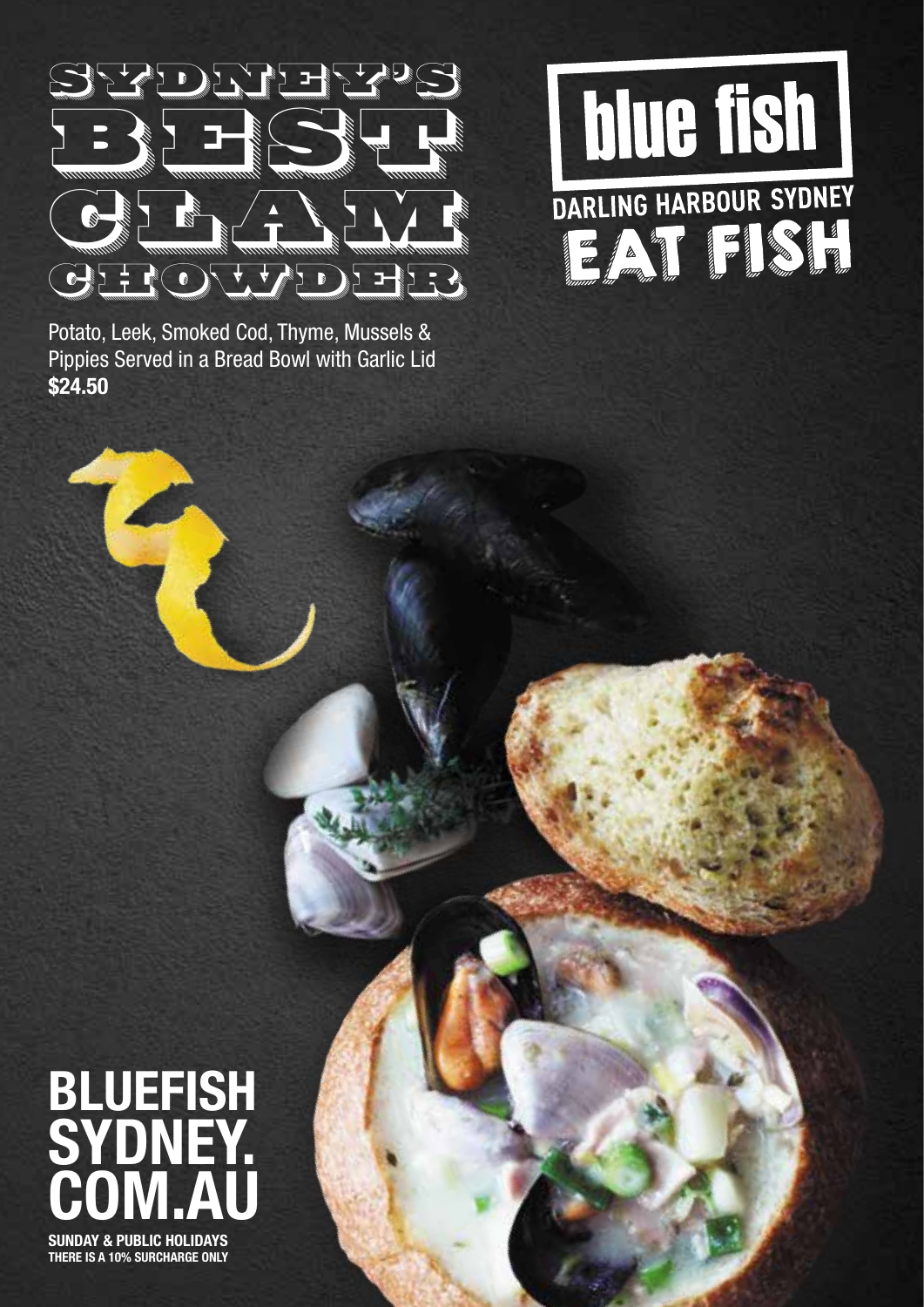# SYDNEY'S BEST CLAM CHOWDER

# blue fish

DARLING HARBOUR SYDNEY

EAT FISH

Potato, Leek, Smoked Cod, Thyme, Mussels & Pippies Served in a Bread Bowl with Garlic Lid
**$24.50**

## BLUEFISH SYDNEY. COM.AU

**SUNDAY & PUBLIC HOLIDAYS THERE IS A 10% SURCHARGE ONLY**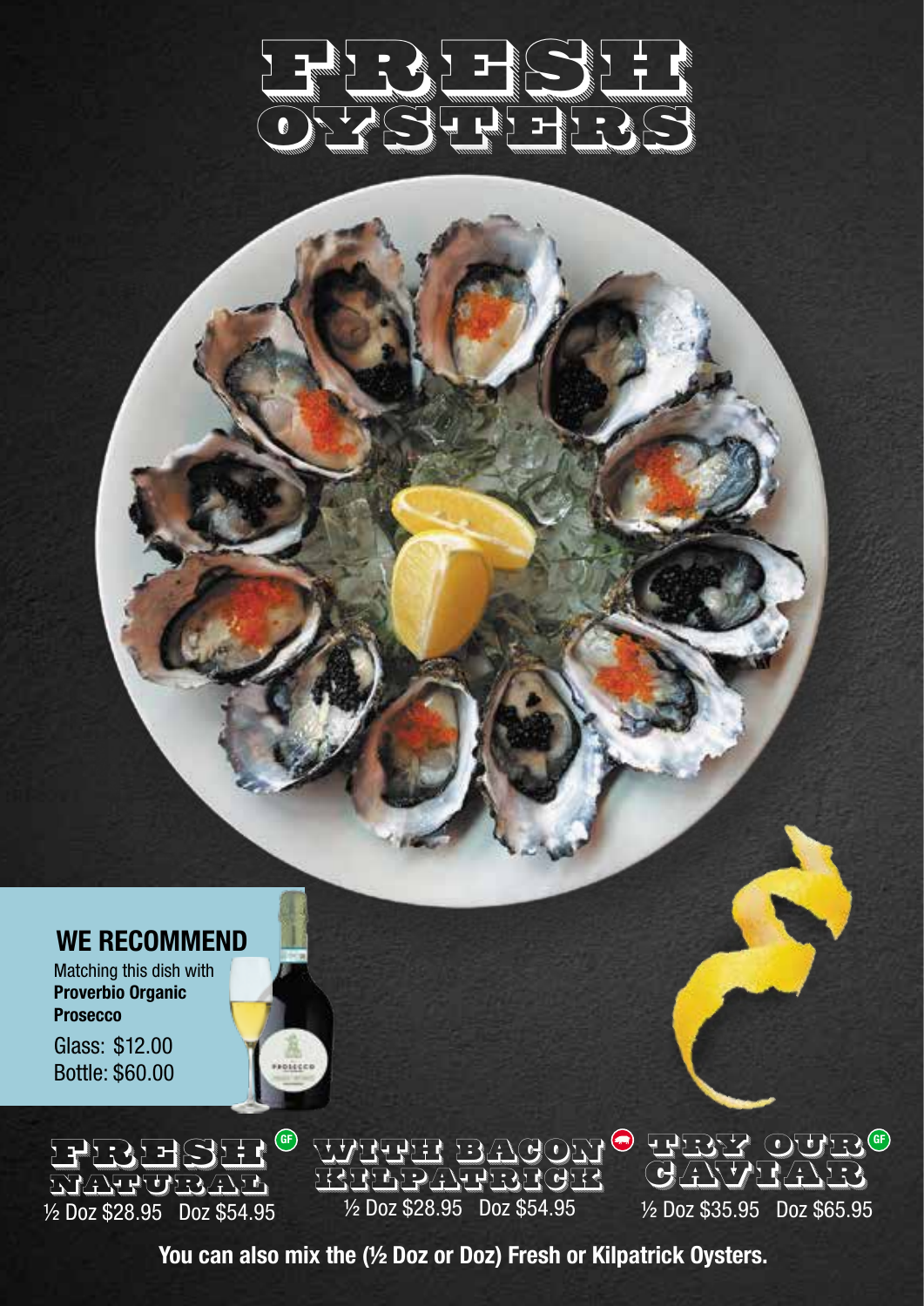# FRESH OYSTERS

## WE RECOMMEND

Matching this dish with **Proverbio Organic Prosecco**

Glass: $12.00
Bottle: $60.00

### FRESH NATURAL (GF)

½ Doz $28.95 Doz $54.95

### WITH BACON KILPATRICK

½ Doz $28.95 Doz $54.95

### TRY OUR CAVIAR (GF)

½ Doz $35.95 Doz $65.95

**You can also mix the (½ Doz or Doz) Fresh or Kilpatrick Oysters.**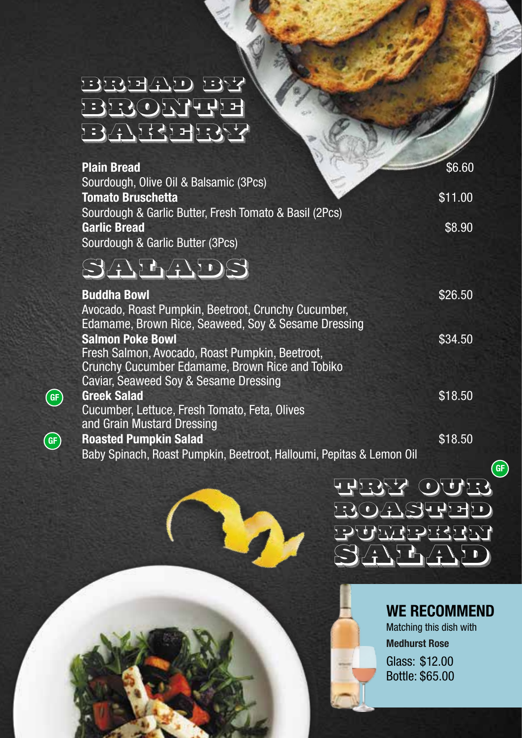## BREAD BY BRONTE BAKERY

**Plain Bread** $6.60
Sourdough, Olive Oil & Balsamic (3Pcs)

**Tomato Bruschetta** $11.00
Sourdough & Garlic Butter, Fresh Tomato & Basil (2Pcs)

**Garlic Bread** $8.90
Sourdough & Garlic Butter (3Pcs)

## SALADS

**Buddha Bowl** $26.50
Avocado, Roast Pumpkin, Beetroot, Crunchy Cucumber, Edamame, Brown Rice, Seaweed, Soy & Sesame Dressing

**Salmon Poke Bowl** $34.50
Fresh Salmon, Avocado, Roast Pumpkin, Beetroot, Crunchy Cucumber Edamame, Brown Rice and Tobiko Caviar, Seaweed Soy & Sesame Dressing

GF **Greek Salad** $18.50
Cucumber, Lettuce, Fresh Tomato, Feta, Olives and Grain Mustard Dressing

GF **Roasted Pumpkin Salad** $18.50
Baby Spinach, Roast Pumpkin, Beetroot, Halloumi, Pepitas & Lemon Oil

GF

## TRY OUR ROASTED PUMPKIN SALAD

### WE RECOMMEND

Matching this dish with

**Medhurst Rose**

Glass: $12.00
Bottle: $65.00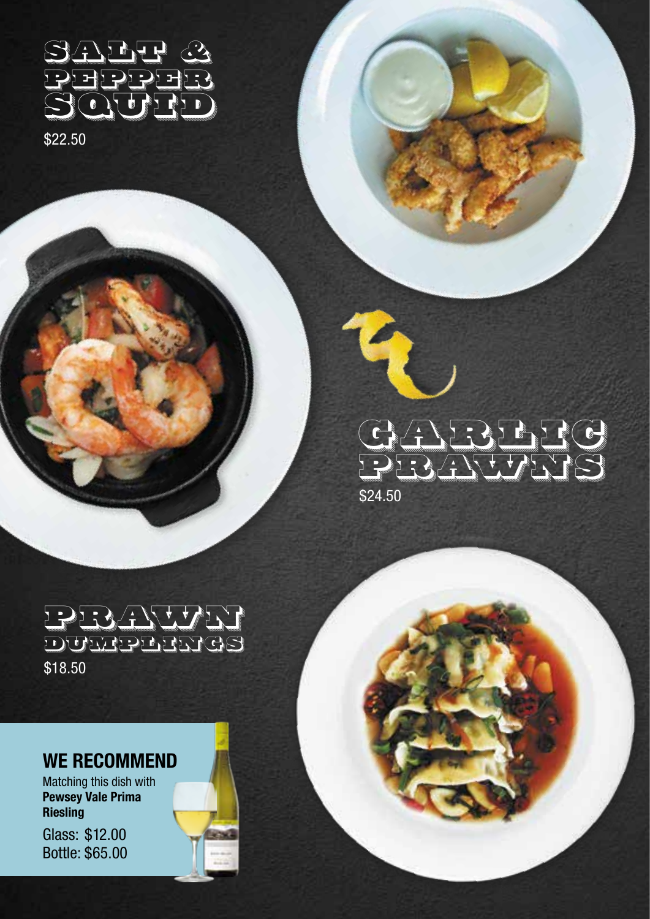## SALT & PEPPER SQUID

$22.50

## GARLIC PRAWNS

$24.50

## PRAWN DUMPLINGS

$18.50

### WE RECOMMEND

Matching this dish with **Pewsey Vale Prima Riesling**

Glass: $12.00
Bottle: $65.00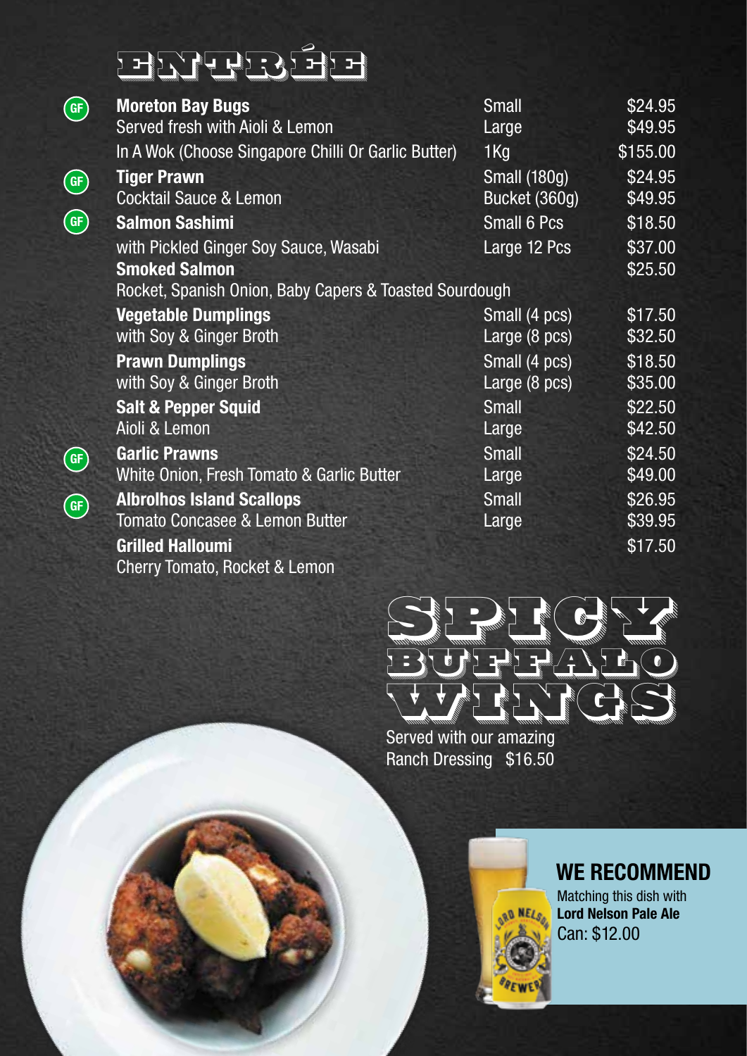# ENTRÉE

| | Item | Size | Price |
|---|---|---|---|
| GF | **Moreton Bay Bugs** | Small | $24.95 |
| | Served fresh with Aioli & Lemon | Large | $49.95 |
| | In A Wok (Choose Singapore Chilli Or Garlic Butter) | 1Kg | $155.00 |
| GF | **Tiger Prawn** | Small (180g) | $24.95 |
| | Cocktail Sauce & Lemon | Bucket (360g) | $49.95 |
| GF | **Salmon Sashimi** | Small 6 Pcs | $18.50 |
| | with Pickled Ginger Soy Sauce, Wasabi | Large 12 Pcs | $37.00 |
| | **Smoked Salmon** | | $25.50 |
| | Rocket, Spanish Onion, Baby Capers & Toasted Sourdough | | |
| | **Vegetable Dumplings** | Small (4 pcs) | $17.50 |
| | with Soy & Ginger Broth | Large (8 pcs) | $32.50 |
| | **Prawn Dumplings** | Small (4 pcs) | $18.50 |
| | with Soy & Ginger Broth | Large (8 pcs) | $35.00 |
| | **Salt & Pepper Squid** | Small | $22.50 |
| | Aioli & Lemon | Large | $42.50 |
| GF | **Garlic Prawns** | Small | $24.50 |
| | White Onion, Fresh Tomato & Garlic Butter | Large | $49.00 |
| GF | **Albrolhos Island Scallops** | Small | $26.95 |
| | Tomato Concasee & Lemon Butter | Large | $39.95 |
| | **Grilled Halloumi** | | $17.50 |
| | Cherry Tomato, Rocket & Lemon | | |

# SPICY BUFFALO WINGS

Served with our amazing Ranch Dressing $16.50

## WE RECOMMEND

Matching this dish with **Lord Nelson Pale Ale**
Can: $12.00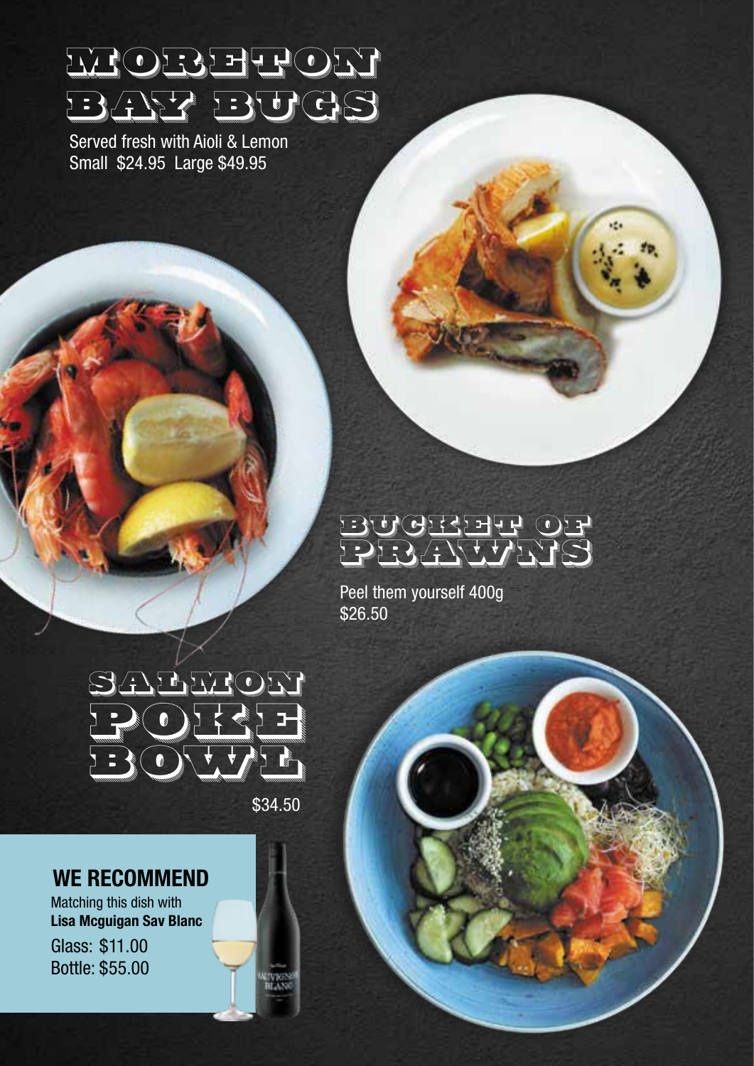# MORETON BAY BUGS

Served fresh with Aioli & Lemon
Small $24.95 Large $49.95

# BUCKET OF PRAWNS

Peel them yourself 400g
$26.50

# SALMON POKE BOWL

$34.50

## WE RECOMMEND

Matching this dish with
**Lisa Mcguigan Sav Blanc**

Glass: $11.00
Bottle: $55.00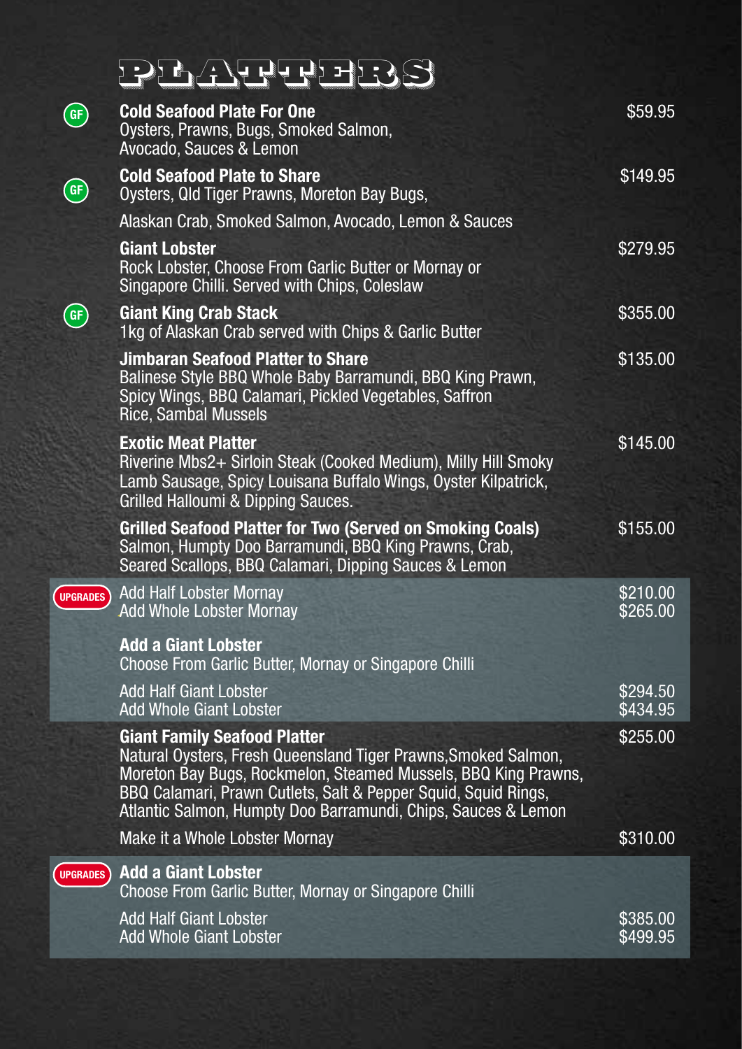# PLATTERS

**Cold Seafood Plate For One** (GF) — $59.95
Oysters, Prawns, Bugs, Smoked Salmon, Avocado, Sauces & Lemon

**Cold Seafood Plate to Share** (GF) — $149.95
Oysters, Qld Tiger Prawns, Moreton Bay Bugs, Alaskan Crab, Smoked Salmon, Avocado, Lemon & Sauces

**Giant Lobster** — $279.95
Rock Lobster, Choose From Garlic Butter or Mornay or Singapore Chilli. Served with Chips, Coleslaw

**Giant King Crab Stack** (GF) — $355.00
1kg of Alaskan Crab served with Chips & Garlic Butter

**Jimbaran Seafood Platter to Share** — $135.00
Balinese Style BBQ Whole Baby Barramundi, BBQ King Prawn, Spicy Wings, BBQ Calamari, Pickled Vegetables, Saffron Rice, Sambal Mussels

**Exotic Meat Platter** — $145.00
Riverine Mbs2+ Sirloin Steak (Cooked Medium), Milly Hill Smoky Lamb Sausage, Spicy Louisana Buffalo Wings, Oyster Kilpatrick, Grilled Halloumi & Dipping Sauces.

**Grilled Seafood Platter for Two (Served on Smoking Coals)** — $155.00
Salmon, Humpty Doo Barramundi, BBQ King Prawns, Crab, Seared Scallops, BBQ Calamari, Dipping Sauces & Lemon

**UPGRADES**

Add Half Lobster Mornay — $210.00
Add Whole Lobster Mornay — $265.00

**Add a Giant Lobster**
Choose From Garlic Butter, Mornay or Singapore Chilli

Add Half Giant Lobster — $294.50
Add Whole Giant Lobster — $434.95

**Giant Family Seafood Platter** — $255.00
Natural Oysters, Fresh Queensland Tiger Prawns,Smoked Salmon, Moreton Bay Bugs, Rockmelon, Steamed Mussels, BBQ King Prawns, BBQ Calamari, Prawn Cutlets, Salt & Pepper Squid, Squid Rings, Atlantic Salmon, Humpty Doo Barramundi, Chips, Sauces & Lemon

Make it a Whole Lobster Mornay — $310.00

**UPGRADES**

**Add a Giant Lobster**
Choose From Garlic Butter, Mornay or Singapore Chilli

Add Half Giant Lobster — $385.00
Add Whole Giant Lobster — $499.95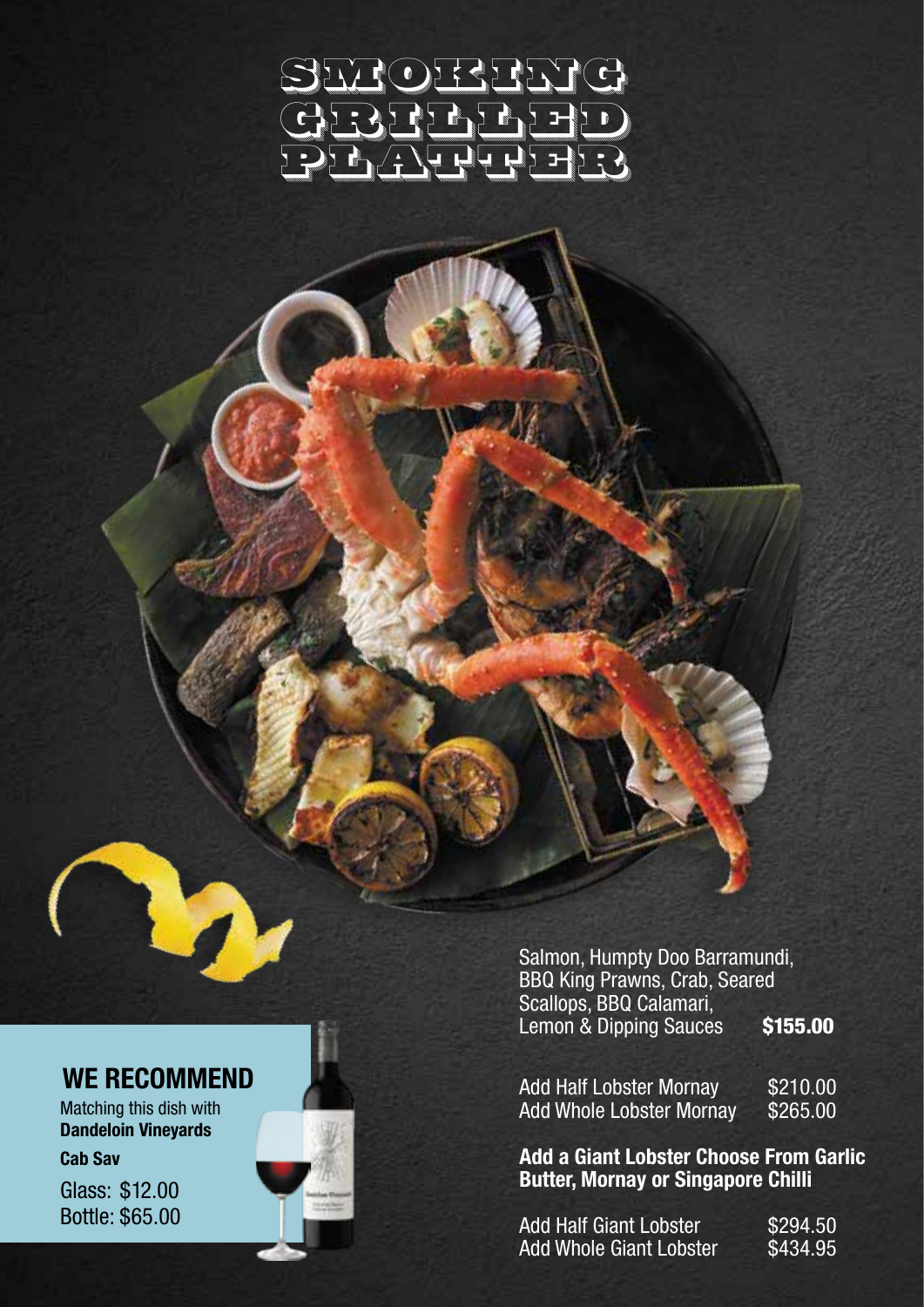# SMOKING GRILLED PLATTER

Salmon, Humpty Doo Barramundi, BBQ King Prawns, Crab, Seared Scallops, BBQ Calamari, Lemon & Dipping Sauces **$155.00**

| | |
|---|---|
| Add Half Lobster Mornay | $210.00 |
| Add Whole Lobster Mornay | $265.00 |

**Add a Giant Lobster Choose From Garlic Butter, Mornay or Singapore Chilli**

| | |
|---|---|
| Add Half Giant Lobster | $294.50 |
| Add Whole Giant Lobster | $434.95 |

## WE RECOMMEND

Matching this dish with **Dandeloin Vineyards**

**Cab Sav**

Glass: $12.00
Bottle: $65.00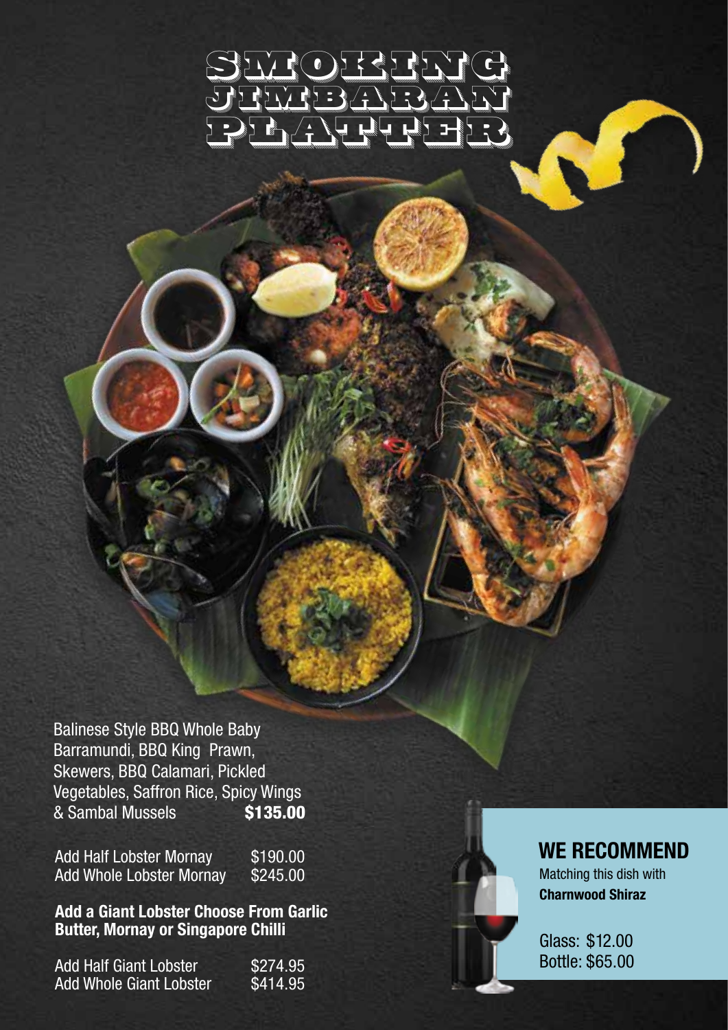# SMOKING JIMBARAN PLATTER

Balinese Style BBQ Whole Baby Barramundi, BBQ King Prawn, Skewers, BBQ Calamari, Pickled Vegetables, Saffron Rice, Spicy Wings & Sambal Mussels **$135.00**

| | |
|---|---|
| Add Half Lobster Mornay | $190.00 |
| Add Whole Lobster Mornay | $245.00 |

**Add a Giant Lobster Choose From Garlic Butter, Mornay or Singapore Chilli**

| | |
|---|---|
| Add Half Giant Lobster | $274.95 |
| Add Whole Giant Lobster | $414.95 |

## WE RECOMMEND

Matching this dish with **Charnwood Shiraz**

Glass: $12.00
Bottle: $65.00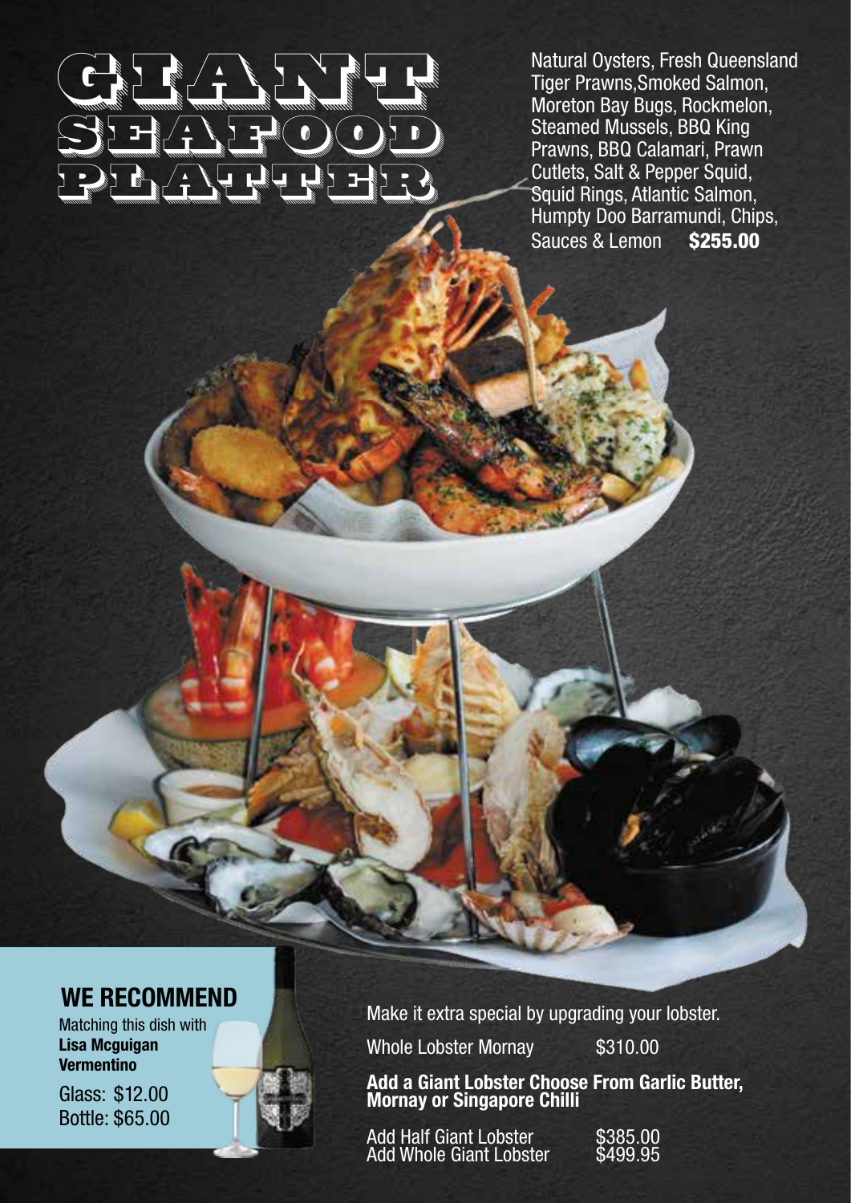# GIANT SEAFOOD PLATTER

Natural Oysters, Fresh Queensland Tiger Prawns,Smoked Salmon, Moreton Bay Bugs, Rockmelon, Steamed Mussels, BBQ King Prawns, BBQ Calamari, Prawn Cutlets, Salt & Pepper Squid, Squid Rings, Atlantic Salmon, Humpty Doo Barramundi, Chips, Sauces & Lemon **$255.00**

## WE RECOMMEND

Matching this dish with **Lisa Mcguigan Vermentino**

Glass: $12.00
Bottle: $65.00

Make it extra special by upgrading your lobster.

Whole Lobster Mornay $310.00

**Add a Giant Lobster Choose From Garlic Butter, Mornay or Singapore Chilli**

Add Half Giant Lobster $385.00
Add Whole Giant Lobster $499.95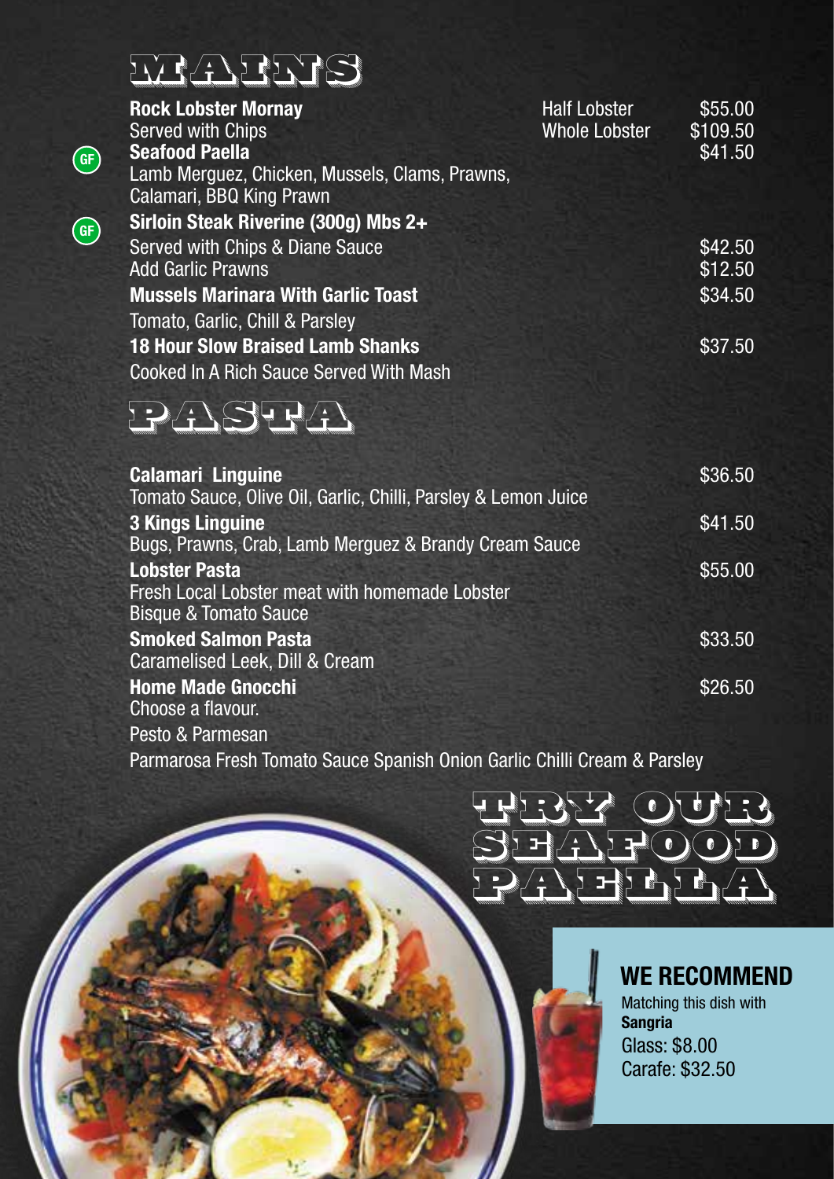# MAINS

**Rock Lobster Mornay**
Served with Chips

| | |
|---|---|
| Half Lobster | $55.00 |
| Whole Lobster | $109.50 |

GF **Seafood Paella** — $41.50
Lamb Merguez, Chicken, Mussels, Clams, Prawns, Calamari, BBQ King Prawn

GF **Sirloin Steak Riverine (300g) Mbs 2+**
Served with Chips & Diane Sauce — $42.50
Add Garlic Prawns — $12.50

**Mussels Marinara With Garlic Toast** — $34.50
Tomato, Garlic, Chill & Parsley

**18 Hour Slow Braised Lamb Shanks** — $37.50
Cooked In A Rich Sauce Served With Mash

# PASTA

**Calamari Linguine** — $36.50
Tomato Sauce, Olive Oil, Garlic, Chilli, Parsley & Lemon Juice

**3 Kings Linguine** — $41.50
Bugs, Prawns, Crab, Lamb Merguez & Brandy Cream Sauce

**Lobster Pasta** — $55.00
Fresh Local Lobster meat with homemade Lobster Bisque & Tomato Sauce

**Smoked Salmon Pasta** — $33.50
Caramelised Leek, Dill & Cream

**Home Made Gnocchi** — $26.50
Choose a flavour.
Pesto & Parmesan
Parmarosa Fresh Tomato Sauce Spanish Onion Garlic Chilli Cream & Parsley

## TRY OUR SEAFOOD PAELLA

**WE RECOMMEND**
Matching this dish with
**Sangria**
Glass: $8.00
Carafe: $32.50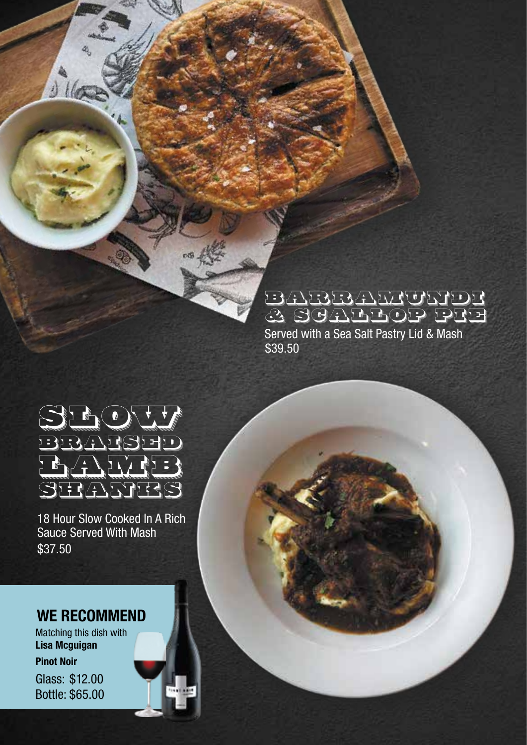## BARRAMUNDI & SCALLOP PIE

Served with a Sea Salt Pastry Lid & Mash
$39.50

## SLOW BRAISED LAMB SHANKS

18 Hour Slow Cooked In A Rich Sauce Served With Mash
$37.50

### WE RECOMMEND

Matching this dish with
**Lisa Mcguigan**

**Pinot Noir**

Glass: $12.00
Bottle: $65.00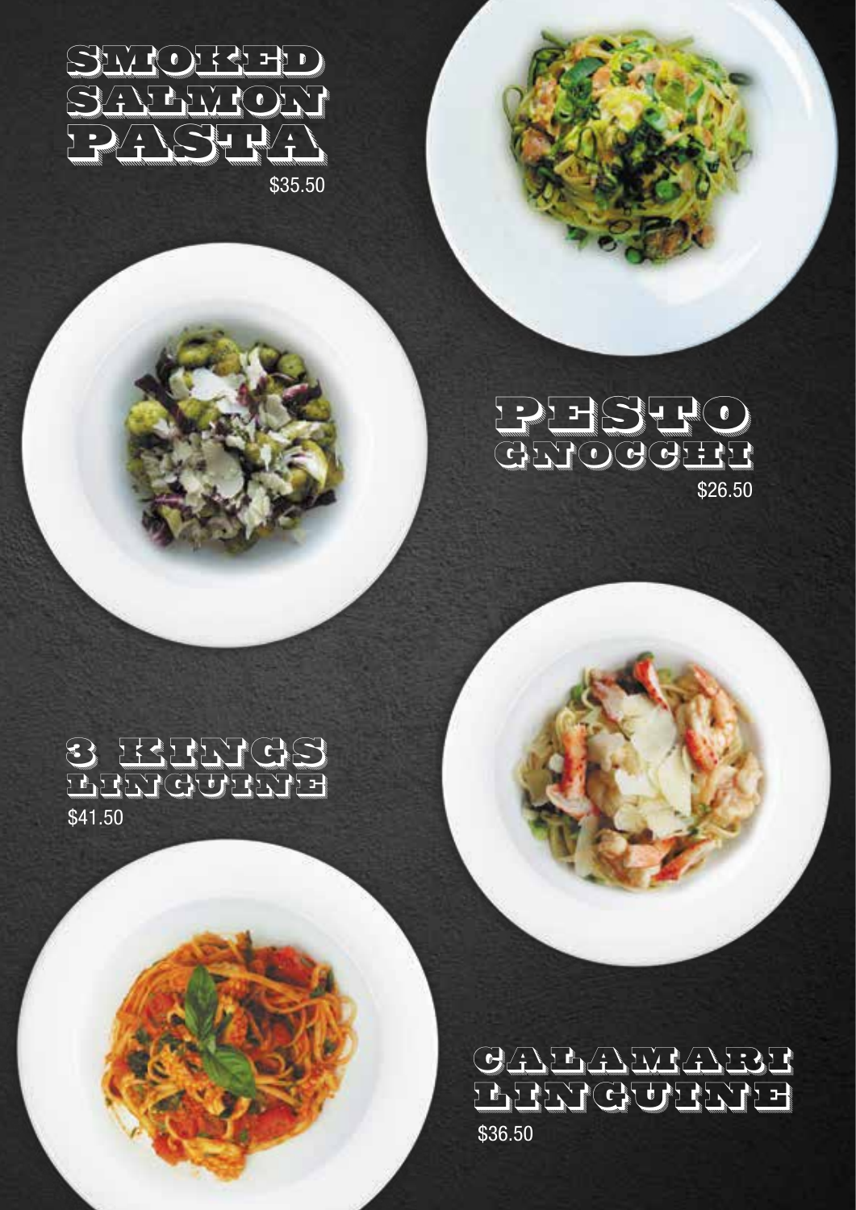## SMOKED SALMON PASTA

$35.50

## PESTO GNOCCHI

$26.50

## 3 KINGS LINGUINE

$41.50

## CALAMARI LINGUINE

$36.50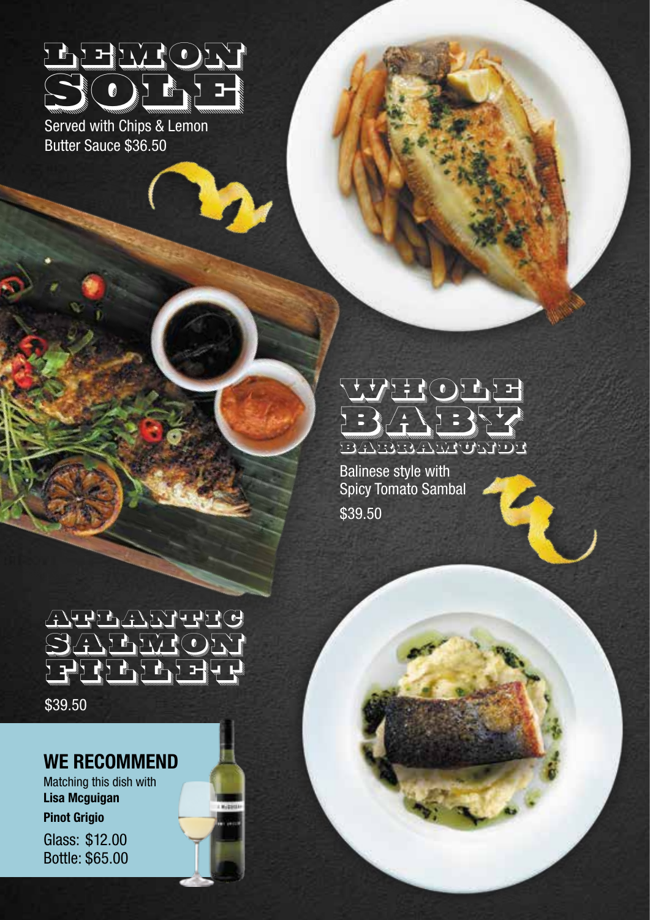## LEMON SOLE

Served with Chips & Lemon Butter Sauce $36.50

## WHOLE BABY BARRAMUNDI

Balinese style with Spicy Tomato Sambal

$39.50

## ATLANTIC SALMON FILLET

$39.50

### WE RECOMMEND

Matching this dish with
**Lisa Mcguigan**
**Pinot Grigio**

Glass: $12.00
Bottle: $65.00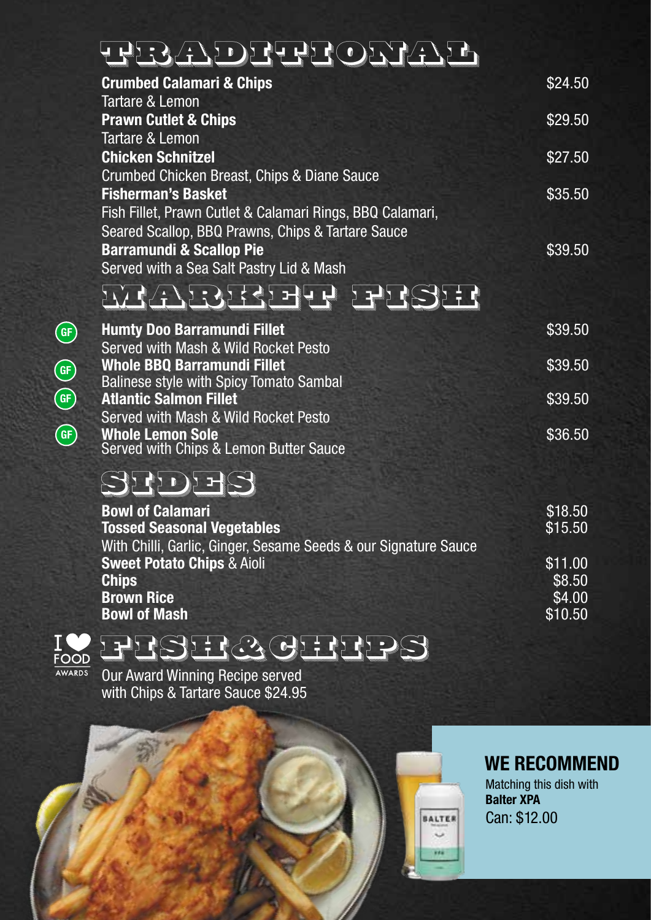## TRADITIONAL

**Crumbed Calamari & Chips** $24.50
Tartare & Lemon

**Prawn Cutlet & Chips** $29.50
Tartare & Lemon

**Chicken Schnitzel** $27.50
Crumbed Chicken Breast, Chips & Diane Sauce

**Fisherman's Basket** $35.50
Fish Fillet, Prawn Cutlet & Calamari Rings, BBQ Calamari, Seared Scallop, BBQ Prawns, Chips & Tartare Sauce

**Barramundi & Scallop Pie** $39.50
Served with a Sea Salt Pastry Lid & Mash

## MARKET FISH

GF **Humty Doo Barramundi Fillet** $39.50
Served with Mash & Wild Rocket Pesto

GF **Whole BBQ Barramundi Fillet** $39.50
Balinese style with Spicy Tomato Sambal

GF **Atlantic Salmon Fillet** $39.50
Served with Mash & Wild Rocket Pesto

GF **Whole Lemon Sole** $36.50
Served with Chips & Lemon Butter Sauce

## SIDES

**Bowl of Calamari** $18.50

**Tossed Seasonal Vegetables** $15.50
With Chilli, Garlic, Ginger, Sesame Seeds & our Signature Sauce

**Sweet Potato Chips** & Aioli $11.00

**Chips** $8.50

**Brown Rice** $4.00

**Bowl of Mash** $10.50

I ❤ FOOD AWARDS

## FISH & CHIPS

Our Award Winning Recipe served with Chips & Tartare Sauce $24.95

**WE RECOMMEND**

Matching this dish with **Balter XPA**
Can: $12.00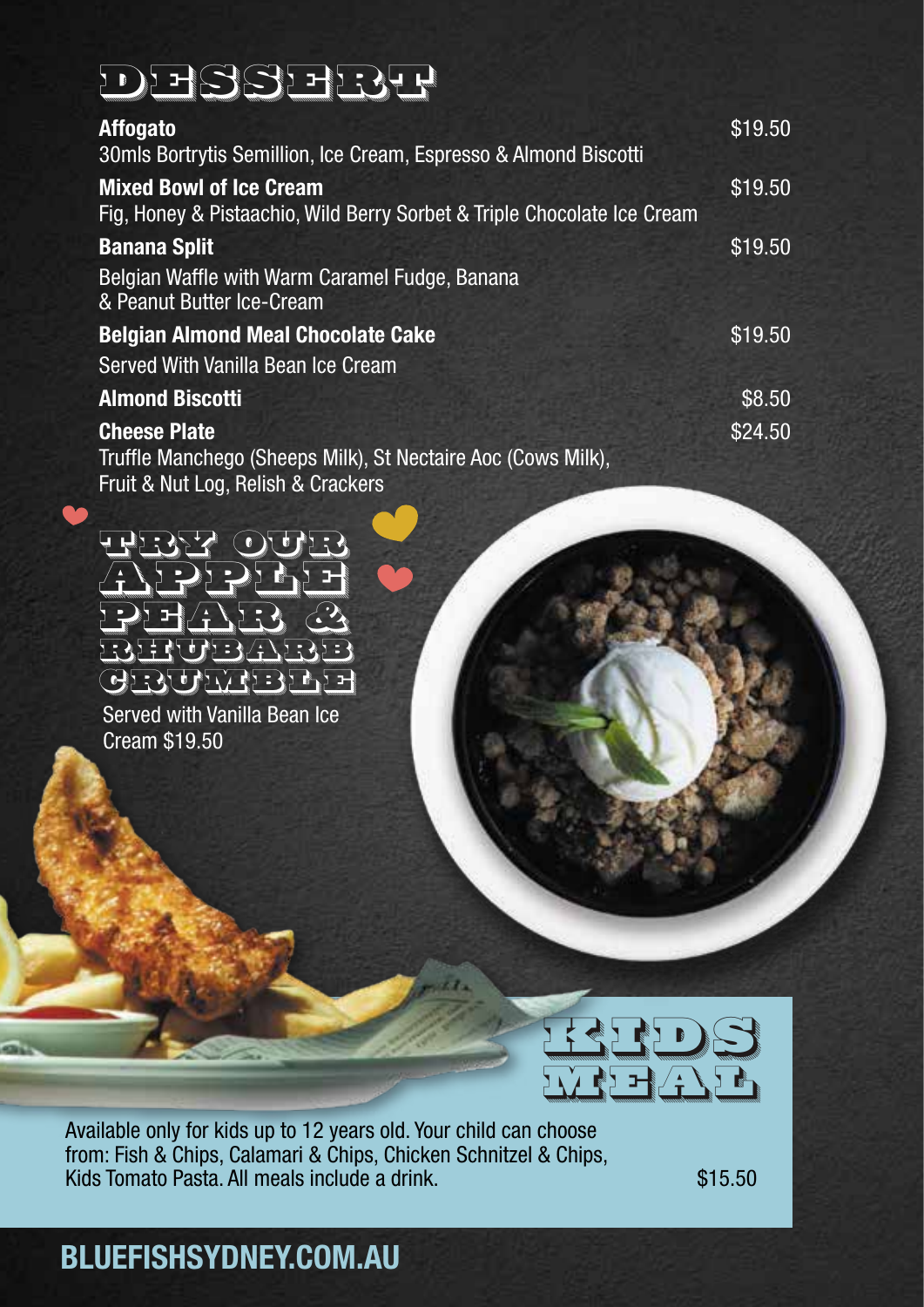# DESSERT

**Affogato** $19.50
30mls Bortrytis Semillion, Ice Cream, Espresso & Almond Biscotti

**Mixed Bowl of Ice Cream** $19.50
Fig, Honey & Pistaachio, Wild Berry Sorbet & Triple Chocolate Ice Cream

**Banana Split** $19.50
Belgian Waffle with Warm Caramel Fudge, Banana & Peanut Butter Ice-Cream

**Belgian Almond Meal Chocolate Cake** $19.50
Served With Vanilla Bean Ice Cream

**Almond Biscotti** $8.50

**Cheese Plate** $24.50
Truffle Manchego (Sheeps Milk), St Nectaire Aoc (Cows Milk), Fruit & Nut Log, Relish & Crackers

## TRY OUR APPLE PEAR & RHUBARB CRUMBLE

Served with Vanilla Bean Ice Cream $19.50

## KIDS MEAL

Available only for kids up to 12 years old. Your child can choose from: Fish & Chips, Calamari & Chips, Chicken Schnitzel & Chips, Kids Tomato Pasta. All meals include a drink. $15.50

**BLUEFISHSYDNEY.COM.AU**